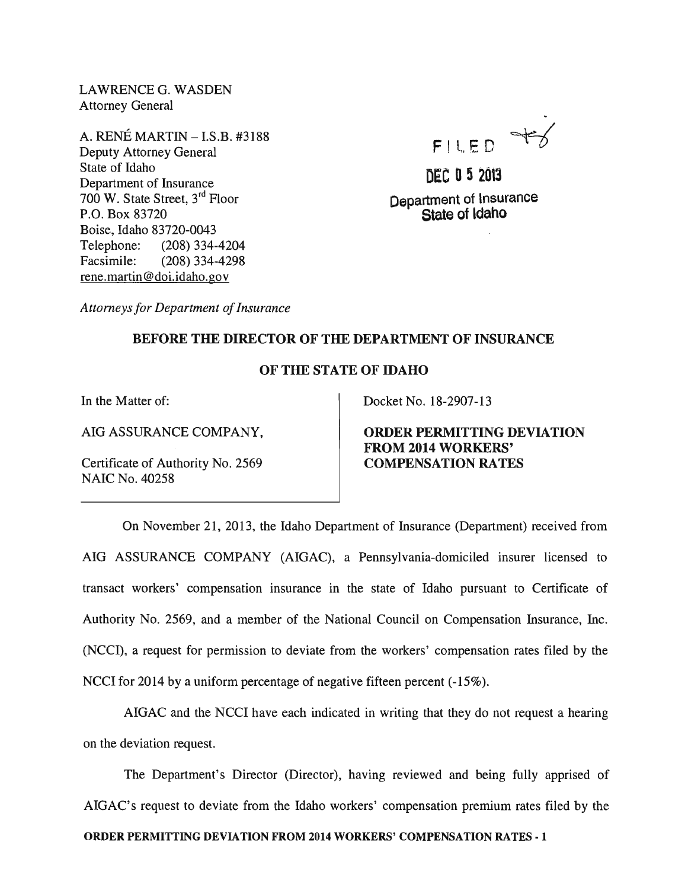LAWRENCE G. WASDEN
Attorney General

A. RENÉ MARTIN – I.S.B. #3188
Deputy Attorney General
State of Idaho
Department of Insurance
700 W. State Street, 3rd Floor
P.O. Box 83720
Boise, Idaho 83720-0043
Telephone: (208) 334-4204
Facsimile: (208) 334-4298
rene.martin@doi.idaho.gov

FILED
DEC 05 2013
Department of Insurance
State of Idaho

*Attorneys for Department of Insurance*

**BEFORE THE DIRECTOR OF THE DEPARTMENT OF INSURANCE**

**OF THE STATE OF IDAHO**

| | |
|---|---|
| In the Matter of:<br><br>AIG ASSURANCE COMPANY,<br><br>Certificate of Authority No. 2569<br>NAIC No. 40258 | Docket No. 18-2907-13<br><br>**ORDER PERMITTING DEVIATION FROM 2014 WORKERS' COMPENSATION RATES** |

On November 21, 2013, the Idaho Department of Insurance (Department) received from AIG ASSURANCE COMPANY (AIGAC), a Pennsylvania-domiciled insurer licensed to transact workers' compensation insurance in the state of Idaho pursuant to Certificate of Authority No. 2569, and a member of the National Council on Compensation Insurance, Inc. (NCCI), a request for permission to deviate from the workers' compensation rates filed by the NCCI for 2014 by a uniform percentage of negative fifteen percent (-15%).

AIGAC and the NCCI have each indicated in writing that they do not request a hearing on the deviation request.

The Department's Director (Director), having reviewed and being fully apprised of AIGAC's request to deviate from the Idaho workers' compensation premium rates filed by the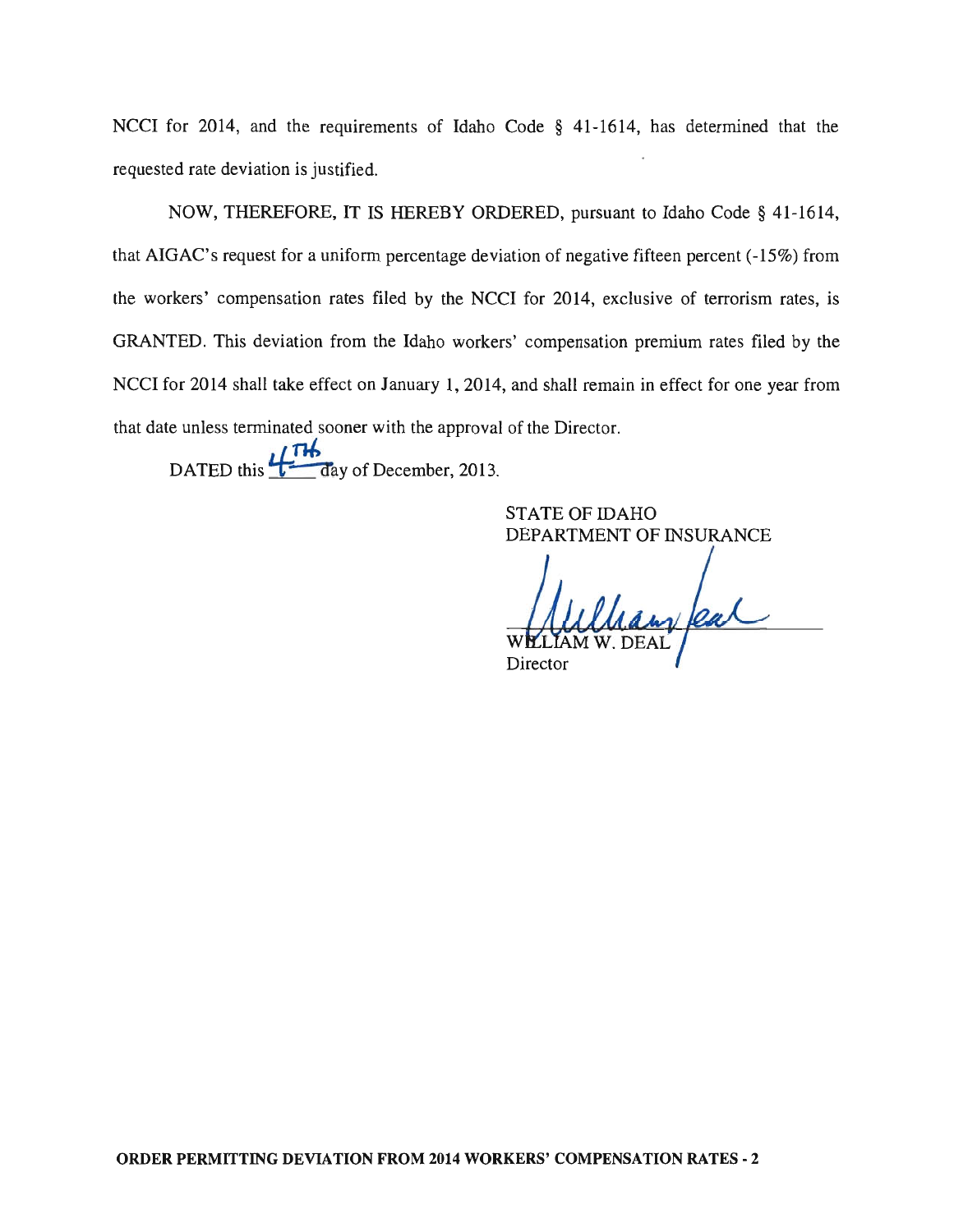NCCI for 2014, and the requirements of Idaho Code § 41-1614, has determined that the requested rate deviation is justified.

NOW, THEREFORE, IT IS HEREBY ORDERED, pursuant to Idaho Code § 41-1614, that AIGAC's request for a uniform percentage deviation of negative fifteen percent (-15%) from the workers' compensation rates filed by the NCCI for 2014, exclusive of terrorism rates, is GRANTED. This deviation from the Idaho workers' compensation premium rates filed by the NCCI for 2014 shall take effect on January 1, 2014, and shall remain in effect for one year from that date unless terminated sooner with the approval of the Director.

DATED this 4TH day of December, 2013.

STATE OF IDAHO
DEPARTMENT OF INSURANCE

WILLIAM W. DEAL
Director

**ORDER PERMITTING DEVIATION FROM 2014 WORKERS' COMPENSATION RATES - 2**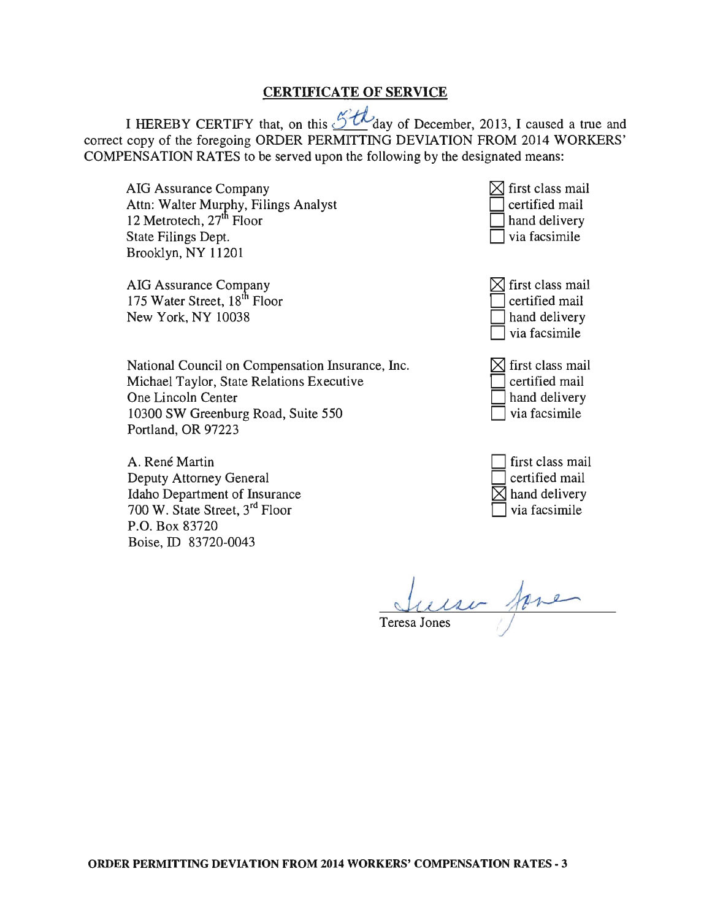## CERTIFICATE OF SERVICE

I HEREBY CERTIFY that, on this 5th day of December, 2013, I caused a true and correct copy of the foregoing ORDER PERMITTING DEVIATION FROM 2014 WORKERS' COMPENSATION RATES to be served upon the following by the designated means:

| | |
|---|---|
| AIG Assurance Company<br>Attn: Walter Murphy, Filings Analyst<br>12 Metrotech, 27th Floor<br>State Filings Dept.<br>Brooklyn, NY 11201 | ☒ first class mail<br>☐ certified mail<br>☐ hand delivery<br>☐ via facsimile |
| AIG Assurance Company<br>175 Water Street, 18th Floor<br>New York, NY 10038 | ☒ first class mail<br>☐ certified mail<br>☐ hand delivery<br>☐ via facsimile |
| National Council on Compensation Insurance, Inc.<br>Michael Taylor, State Relations Executive<br>One Lincoln Center<br>10300 SW Greenburg Road, Suite 550<br>Portland, OR 97223 | ☒ first class mail<br>☐ certified mail<br>☐ hand delivery<br>☐ via facsimile |
| A. René Martin<br>Deputy Attorney General<br>Idaho Department of Insurance<br>700 W. State Street, 3rd Floor<br>P.O. Box 83720<br>Boise, ID 83720-0043 | ☐ first class mail<br>☐ certified mail<br>☒ hand delivery<br>☐ via facsimile |

Teresa Jones